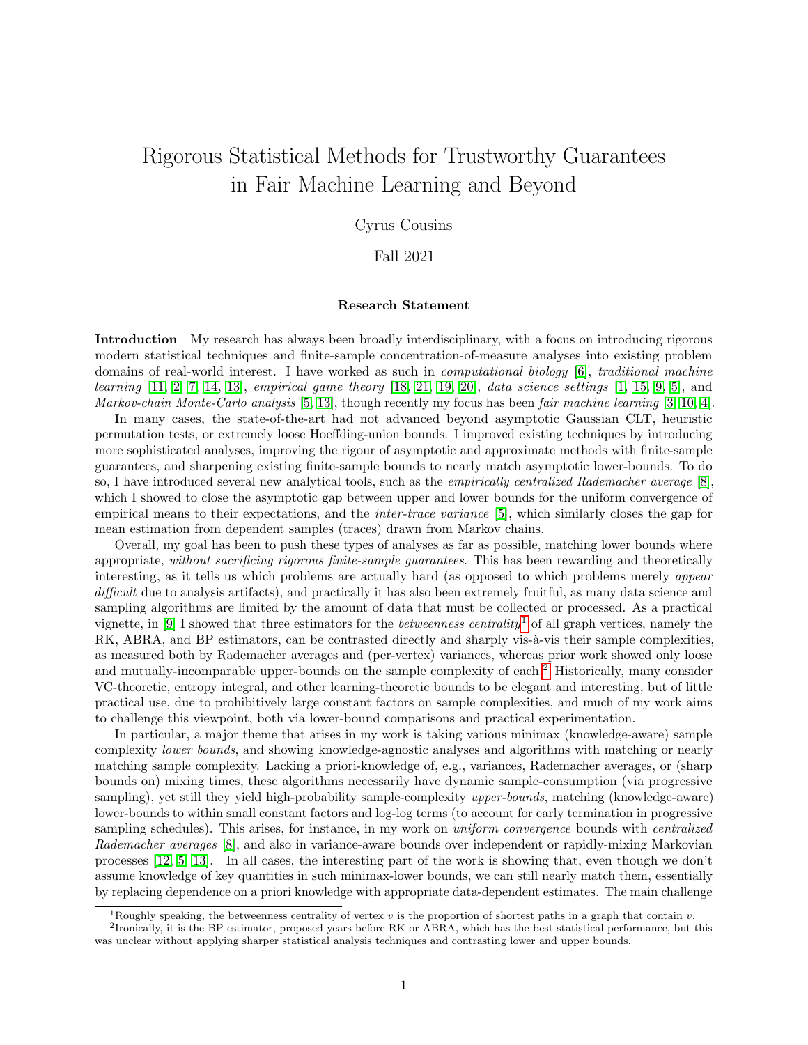# Rigorous Statistical Methods for Trustworthy Guarantees in Fair Machine Learning and Beyond

Cyrus Cousins

Fall 2021

### Research Statement

**Introduction** My research has always been broadly interdisciplinary, with a focus on introducing rigorous modern statistical techniques and finite-sample concentration-of-measure analyses into existing problem domains of real-world interest. I have worked as such in *computational biology* [6], *traditional machine learning* [11, 2, 7, 14, 13], *empirical game theory* [18, 21, 19, 20], *data science settings* [1, 15, 9, 5], and *Markov-chain Monte-Carlo analysis* [5, 13], though recently my focus has been *fair machine learning* [3, 10, 4].

In many cases, the state-of-the-art had not advanced beyond asymptotic Gaussian CLT, heuristic permutation tests, or extremely loose Hoeffding-union bounds. I improved existing techniques by introducing more sophisticated analyses, improving the rigour of asymptotic and approximate methods with finite-sample guarantees, and sharpening existing finite-sample bounds to nearly match asymptotic lower-bounds. To do so, I have introduced several new analytical tools, such as the *empirically centralized Rademacher average* [8], which I showed to close the asymptotic gap between upper and lower bounds for the uniform convergence of empirical means to their expectations, and the *inter-trace variance* [5], which similarly closes the gap for mean estimation from dependent samples (traces) drawn from Markov chains.

Overall, my goal has been to push these types of analyses as far as possible, matching lower bounds where appropriate, *without sacrificing rigorous finite-sample guarantees*. This has been rewarding and theoretically interesting, as it tells us which problems are actually hard (as opposed to which problems merely *appear difficult* due to analysis artifacts), and practically it has also been extremely fruitful, as many data science and sampling algorithms are limited by the amount of data that must be collected or processed. As a practical vignette, in [9] I showed that three estimators for the *betweenness centrality*[1] of all graph vertices, namely the RK, ABRA, and BP estimators, can be contrasted directly and sharply vis-à-vis their sample complexities, as measured both by Rademacher averages and (per-vertex) variances, whereas prior work showed only loose and mutually-incomparable upper-bounds on the sample complexity of each.[2] Historically, many consider VC-theoretic, entropy integral, and other learning-theoretic bounds to be elegant and interesting, but of little practical use, due to prohibitively large constant factors on sample complexities, and much of my work aims to challenge this viewpoint, both via lower-bound comparisons and practical experimentation.

In particular, a major theme that arises in my work is taking various minimax (knowledge-aware) sample complexity *lower bounds*, and showing knowledge-agnostic analyses and algorithms with matching or nearly matching sample complexity. Lacking a priori-knowledge of, e.g., variances, Rademacher averages, or (sharp bounds on) mixing times, these algorithms necessarily have dynamic sample-consumption (via progressive sampling), yet still they yield high-probability sample-complexity *upper-bounds*, matching (knowledge-aware) lower-bounds to within small constant factors and log-log terms (to account for early termination in progressive sampling schedules). This arises, for instance, in my work on *uniform convergence* bounds with *centralized Rademacher averages* [8], and also in variance-aware bounds over independent or rapidly-mixing Markovian processes [12, 5, 13]. In all cases, the interesting part of the work is showing that, even though we don't assume knowledge of key quantities in such minimax-lower bounds, we can still nearly match them, essentially by replacing dependence on a priori knowledge with appropriate data-dependent estimates. The main challenge

[1] Roughly speaking, the betweenness centrality of vertex $v$ is the proportion of shortest paths in a graph that contain $v$.

[2] Ironically, it is the BP estimator, proposed years before RK or ABRA, which has the best statistical performance, but this was unclear without applying sharper statistical analysis techniques and contrasting lower and upper bounds.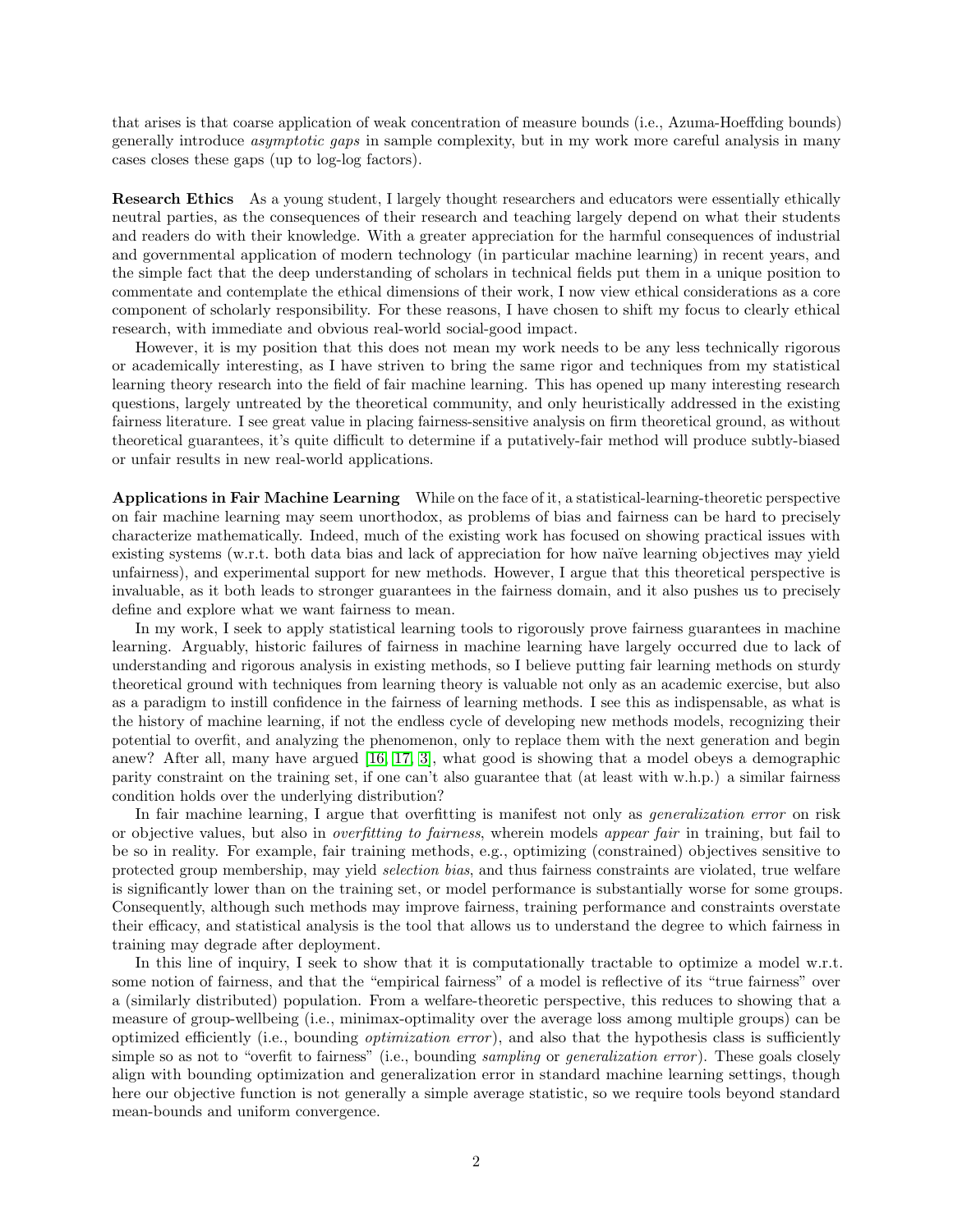that arises is that coarse application of weak concentration of measure bounds (i.e., Azuma-Hoeffding bounds) generally introduce *asymptotic gaps* in sample complexity, but in my work more careful analysis in many cases closes these gaps (up to log-log factors).

**Research Ethics** As a young student, I largely thought researchers and educators were essentially ethically neutral parties, as the consequences of their research and teaching largely depend on what their students and readers do with their knowledge. With a greater appreciation for the harmful consequences of industrial and governmental application of modern technology (in particular machine learning) in recent years, and the simple fact that the deep understanding of scholars in technical fields put them in a unique position to commentate and contemplate the ethical dimensions of their work, I now view ethical considerations as a core component of scholarly responsibility. For these reasons, I have chosen to shift my focus to clearly ethical research, with immediate and obvious real-world social-good impact.

However, it is my position that this does not mean my work needs to be any less technically rigorous or academically interesting, as I have striven to bring the same rigor and techniques from my statistical learning theory research into the field of fair machine learning. This has opened up many interesting research questions, largely untreated by the theoretical community, and only heuristically addressed in the existing fairness literature. I see great value in placing fairness-sensitive analysis on firm theoretical ground, as without theoretical guarantees, it's quite difficult to determine if a putatively-fair method will produce subtly-biased or unfair results in new real-world applications.

**Applications in Fair Machine Learning** While on the face of it, a statistical-learning-theoretic perspective on fair machine learning may seem unorthodox, as problems of bias and fairness can be hard to precisely characterize mathematically. Indeed, much of the existing work has focused on showing practical issues with existing systems (w.r.t. both data bias and lack of appreciation for how naïve learning objectives may yield unfairness), and experimental support for new methods. However, I argue that this theoretical perspective is invaluable, as it both leads to stronger guarantees in the fairness domain, and it also pushes us to precisely define and explore what we want fairness to mean.

In my work, I seek to apply statistical learning tools to rigorously prove fairness guarantees in machine learning. Arguably, historic failures of fairness in machine learning have largely occurred due to lack of understanding and rigorous analysis in existing methods, so I believe putting fair learning methods on sturdy theoretical ground with techniques from learning theory is valuable not only as an academic exercise, but also as a paradigm to instill confidence in the fairness of learning methods. I see this as indispensable, as what is the history of machine learning, if not the endless cycle of developing new methods models, recognizing their potential to overfit, and analyzing the phenomenon, only to replace them with the next generation and begin anew? After all, many have argued [16, 17, 3], what good is showing that a model obeys a demographic parity constraint on the training set, if one can't also guarantee that (at least with w.h.p.) a similar fairness condition holds over the underlying distribution?

In fair machine learning, I argue that overfitting is manifest not only as *generalization error* on risk or objective values, but also in *overfitting to fairness*, wherein models *appear fair* in training, but fail to be so in reality. For example, fair training methods, e.g., optimizing (constrained) objectives sensitive to protected group membership, may yield *selection bias*, and thus fairness constraints are violated, true welfare is significantly lower than on the training set, or model performance is substantially worse for some groups. Consequently, although such methods may improve fairness, training performance and constraints overstate their efficacy, and statistical analysis is the tool that allows us to understand the degree to which fairness in training may degrade after deployment.

In this line of inquiry, I seek to show that it is computationally tractable to optimize a model w.r.t. some notion of fairness, and that the "empirical fairness" of a model is reflective of its "true fairness" over a (similarly distributed) population. From a welfare-theoretic perspective, this reduces to showing that a measure of group-wellbeing (i.e., minimax-optimality over the average loss among multiple groups) can be optimized efficiently (i.e., bounding *optimization error*), and also that the hypothesis class is sufficiently simple so as not to "overfit to fairness" (i.e., bounding *sampling* or *generalization error*). These goals closely align with bounding optimization and generalization error in standard machine learning settings, though here our objective function is not generally a simple average statistic, so we require tools beyond standard mean-bounds and uniform convergence.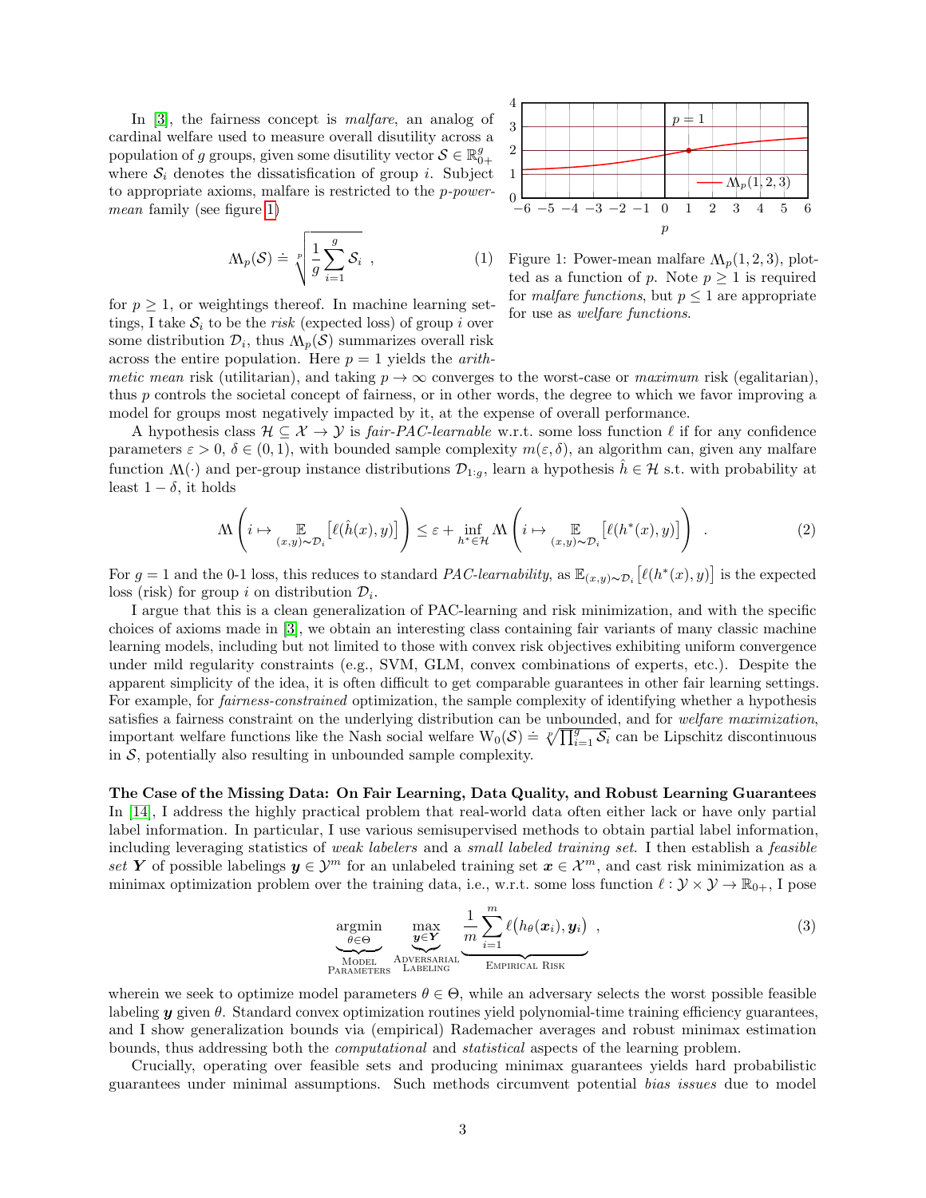In [3], the fairness concept is *malfare*, an analog of cardinal welfare used to measure overall disutility across a population of $g$ groups, given some disutility vector $\mathcal{S} \in \mathbb{R}_{0+}^{g}$ where $\mathcal{S}_i$ denotes the dissatisfication of group $i$. Subject to appropriate axioms, malfare is restricted to the *p-power-mean* family (see figure 1)

$$\mathrm{M}_p(\mathcal{S}) \doteq \sqrt[p]{\frac{1}{g}\sum_{i=1}^{g} \mathcal{S}_i} \ , \tag{1}$$

for $p \geq 1$, or weightings thereof. In machine learning settings, I take $\mathcal{S}_i$ to be the *risk* (expected loss) of group $i$ over some distribution $\mathcal{D}_i$, thus $\mathrm{M}_p(\mathcal{S})$ summarizes overall risk across the entire population. Here $p = 1$ yields the *arithmetic mean* risk (utilitarian), and taking $p \to \infty$ converges to the worst-case or *maximum* risk (egalitarian), thus $p$ controls the societal concept of fairness, or in other words, the degree to which we favor improving a model for groups most negatively impacted by it, at the expense of overall performance.

Figure 1: Power-mean malfare $\mathrm{M}_p(1, 2, 3)$, plotted as a function of $p$. Note $p \geq 1$ is required for *malfare functions*, but $p \leq 1$ are appropriate for use as *welfare functions*.

A hypothesis class $\mathcal{H} \subseteq \mathcal{X} \to \mathcal{Y}$ is *fair-PAC-learnable* w.r.t. some loss function $\ell$ if for any confidence parameters $\varepsilon > 0$, $\delta \in (0, 1)$, with bounded sample complexity $m(\varepsilon, \delta)$, an algorithm can, given any malfare function $\mathrm{M}(\cdot)$ and per-group instance distributions $\mathcal{D}_{1:g}$, learn a hypothesis $\hat{h} \in \mathcal{H}$ s.t. with probability at least $1 - \delta$, it holds

$$\mathrm{M}\left(i \mapsto \mathop{\mathbb{E}}_{(x,y)\sim\mathcal{D}_i}\left[\ell(\hat{h}(x), y)\right]\right) \leq \varepsilon + \inf_{h^* \in \mathcal{H}} \mathrm{M}\left(i \mapsto \mathop{\mathbb{E}}_{(x,y)\sim\mathcal{D}_i}\left[\ell(h^*(x), y)\right]\right) \ . \tag{2}$$

For $g = 1$ and the 0-1 loss, this reduces to standard *PAC-learnability*, as $\mathbb{E}_{(x,y)\sim\mathcal{D}_i}\left[\ell(h^*(x), y)\right]$ is the expected loss (risk) for group $i$ on distribution $\mathcal{D}_i$.

I argue that this is a clean generalization of PAC-learning and risk minimization, and with the specific choices of axioms made in [3], we obtain an interesting class containing fair variants of many classic machine learning models, including but not limited to those with convex risk objectives exhibiting uniform convergence under mild regularity constraints (e.g., SVM, GLM, convex combinations of experts, etc.). Despite the apparent simplicity of the idea, it is often difficult to get comparable guarantees in other fair learning settings. For example, for *fairness-constrained* optimization, the sample complexity of identifying whether a hypothesis satisfies a fairness constraint on the underlying distribution can be unbounded, and for *welfare maximization*, important welfare functions like the Nash social welfare $\mathrm{W}_0(\mathcal{S}) \doteq \sqrt[g]{\prod_{i=1}^{g} \mathcal{S}_i}$ can be Lipschitz discontinuous in $\mathcal{S}$, potentially also resulting in unbounded sample complexity.

**The Case of the Missing Data: On Fair Learning, Data Quality, and Robust Learning Guarantees** In [14], I address the highly practical problem that real-world data often either lack or have only partial label information. In particular, I use various semisupervised methods to obtain partial label information, including leveraging statistics of *weak labelers* and a *small labeled training set*. I then establish a *feasible set* $\boldsymbol{Y}$ of possible labelings $\boldsymbol{y} \in \mathcal{Y}^m$ for an unlabeled training set $\boldsymbol{x} \in \mathcal{X}^m$, and cast risk minimization as a minimax optimization problem over the training data, i.e., w.r.t. some loss function $\ell : \mathcal{Y} \times \mathcal{Y} \to \mathbb{R}_{0+}$, I pose

$$\underbrace{\mathop{\mathrm{argmin}}_{\theta \in \Theta}}_{\text{Model Parameters}} \ \underbrace{\max_{\boldsymbol{y} \in \boldsymbol{Y}}}_{\text{Adversarial Labeling}} \ \underbrace{\frac{1}{m}\sum_{i=1}^{m} \ell\big(h_\theta(\boldsymbol{x}_i), \boldsymbol{y}_i\big)}_{\text{Empirical Risk}} \ , \tag{3}$$

wherein we seek to optimize model parameters $\theta \in \Theta$, while an adversary selects the worst possible feasible labeling $\boldsymbol{y}$ given $\theta$. Standard convex optimization routines yield polynomial-time training efficiency guarantees, and I show generalization bounds via (empirical) Rademacher averages and robust minimax estimation bounds, thus addressing both the *computational* and *statistical* aspects of the learning problem.

Crucially, operating over feasible sets and producing minimax guarantees yields hard probabilistic guarantees under minimal assumptions. Such methods circumvent potential *bias issues* due to model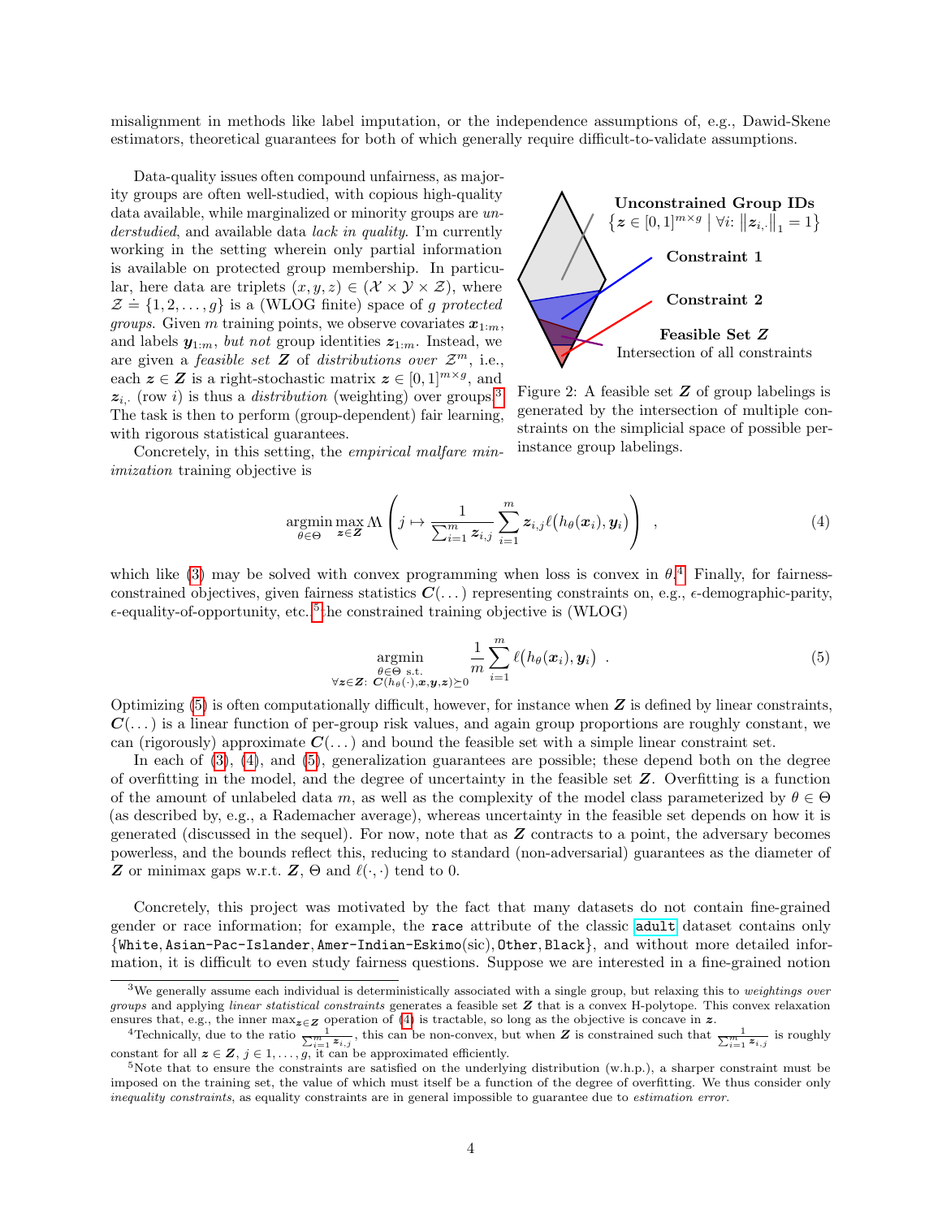misalignment in methods like label imputation, or the independence assumptions of, e.g., Dawid-Skene estimators, theoretical guarantees for both of which generally require difficult-to-validate assumptions.

Data-quality issues often compound unfairness, as majority groups are often well-studied, with copious high-quality data available, while marginalized or minority groups are *understudied*, and available data *lack in quality*. I'm currently working in the setting wherein only partial information is available on protected group membership. In particular, here data are triplets $(x, y, z) \in (\mathcal{X} \times \mathcal{Y} \times \mathcal{Z})$, where $\mathcal{Z} \doteq \{1, 2, \dots, g\}$ is a (WLOG finite) space of $g$ *protected groups*. Given $m$ training points, we observe covariates $\boldsymbol{x}_{1:m}$, and labels $\boldsymbol{y}_{1:m}$, *but not* group identities $\boldsymbol{z}_{1:m}$. Instead, we are given a *feasible set* $\boldsymbol{Z}$ of *distributions over* $\mathcal{Z}^m$, i.e., each $\boldsymbol{z} \in \boldsymbol{Z}$ is a right-stochastic matrix $\boldsymbol{z} \in [0,1]^{m \times g}$, and $\boldsymbol{z}_{i,\cdot}$ (row $i$) is thus a *distribution* (weighting) over groups.[3] The task is then to perform (group-dependent) fair learning, with rigorous statistical guarantees.

**Unconstrained Group IDs** $\left\{ \boldsymbol{z} \in [0,1]^{m \times g} \;\middle|\; \forall i\colon \left\| \boldsymbol{z}_{i,\cdot} \right\|_1 = 1 \right\}$

**Constraint 1**

**Constraint 2**

**Feasible Set $\boldsymbol{Z}$**
Intersection of all constraints

Figure 2: A feasible set $\boldsymbol{Z}$ of group labelings is generated by the intersection of multiple constraints on the simplicial space of possible per-instance group labelings.

Concretely, in this setting, the *empirical malfare minimization* training objective is

$$\operatorname*{argmin}_{\theta \in \Theta} \max_{\boldsymbol{z} \in \boldsymbol{Z}} \mathrm{M}\left( j \mapsto \frac{1}{\sum_{i=1}^{m} \boldsymbol{z}_{i,j}} \sum_{i=1}^{m} \boldsymbol{z}_{i,j} \ell\big(h_\theta(\boldsymbol{x}_i), \boldsymbol{y}_i\big) \right) \quad , \tag{4}$$

which like (3) may be solved with convex programming when loss is convex in $\theta$.[4] Finally, for fairness-constrained objectives, given fairness statistics $\boldsymbol{C}(\dots)$ representing constraints on, e.g., $\epsilon$-demographic-parity, $\epsilon$-equality-of-opportunity, etc.,[5] the constrained training objective is (WLOG)

$$\operatorname*{argmin}_{\substack{\theta \in \Theta \text{ s.t.} \\ \forall \boldsymbol{z} \in \boldsymbol{Z}\colon\, \boldsymbol{C}(h_\theta(\cdot), \boldsymbol{x}, \boldsymbol{y}, \boldsymbol{z}) \succeq 0}} \frac{1}{m} \sum_{i=1}^{m} \ell\big(h_\theta(\boldsymbol{x}_i), \boldsymbol{y}_i\big) \ . \tag{5}$$

Optimizing (5) is often computationally difficult, however, for instance when $\boldsymbol{Z}$ is defined by linear constraints, $\boldsymbol{C}(\dots)$ is a linear function of per-group risk values, and again group proportions are roughly constant, we can (rigorously) approximate $\boldsymbol{C}(\dots)$ and bound the feasible set with a simple linear constraint set.

In each of (3), (4), and (5), generalization guarantees are possible; these depend both on the degree of overfitting in the model, and the degree of uncertainty in the feasible set $\boldsymbol{Z}$. Overfitting is a function of the amount of unlabeled data $m$, as well as the complexity of the model class parameterized by $\theta \in \Theta$ (as described by, e.g., a Rademacher average), whereas uncertainty in the feasible set depends on how it is generated (discussed in the sequel). For now, note that as $\boldsymbol{Z}$ contracts to a point, the adversary becomes powerless, and the bounds reflect this, reducing to standard (non-adversarial) guarantees as the diameter of $\boldsymbol{Z}$ or minimax gaps w.r.t. $\boldsymbol{Z}$, $\Theta$ and $\ell(\cdot, \cdot)$ tend to 0.

Concretely, this project was motivated by the fact that many datasets do not contain fine-grained gender or race information; for example, the `race` attribute of the classic `adult` dataset contains only {`White`, `Asian-Pac-Islander`, `Amer-Indian-Eskimo`(sic), `Other`, `Black`}, and without more detailed information, it is difficult to even study fairness questions. Suppose we are interested in a fine-grained notion

---

[3] We generally assume each individual is deterministically associated with a single group, but relaxing this to *weightings over groups* and applying *linear statistical constraints* generates a feasible set $\boldsymbol{Z}$ that is a convex H-polytope. This convex relaxation ensures that, e.g., the inner $\max_{\boldsymbol{z} \in \boldsymbol{Z}}$ operation of (4) is tractable, so long as the objective is concave in $\boldsymbol{z}$.

[4] Technically, due to the ratio $\frac{1}{\sum_{i=1}^{m} \boldsymbol{z}_{i,j}}$, this can be non-convex, but when $\boldsymbol{Z}$ is constrained such that $\frac{1}{\sum_{i=1}^{m} \boldsymbol{z}_{i,j}}$ is roughly constant for all $\boldsymbol{z} \in \boldsymbol{Z}$, $j \in 1, \dots, g$, it can be approximated efficiently.

[5] Note that to ensure the constraints are satisfied on the underlying distribution (w.h.p.), a sharper constraint must be imposed on the training set, the value of which must itself be a function of the degree of overfitting. We thus consider only *inequality constraints*, as equality constraints are in general impossible to guarantee due to *estimation error*.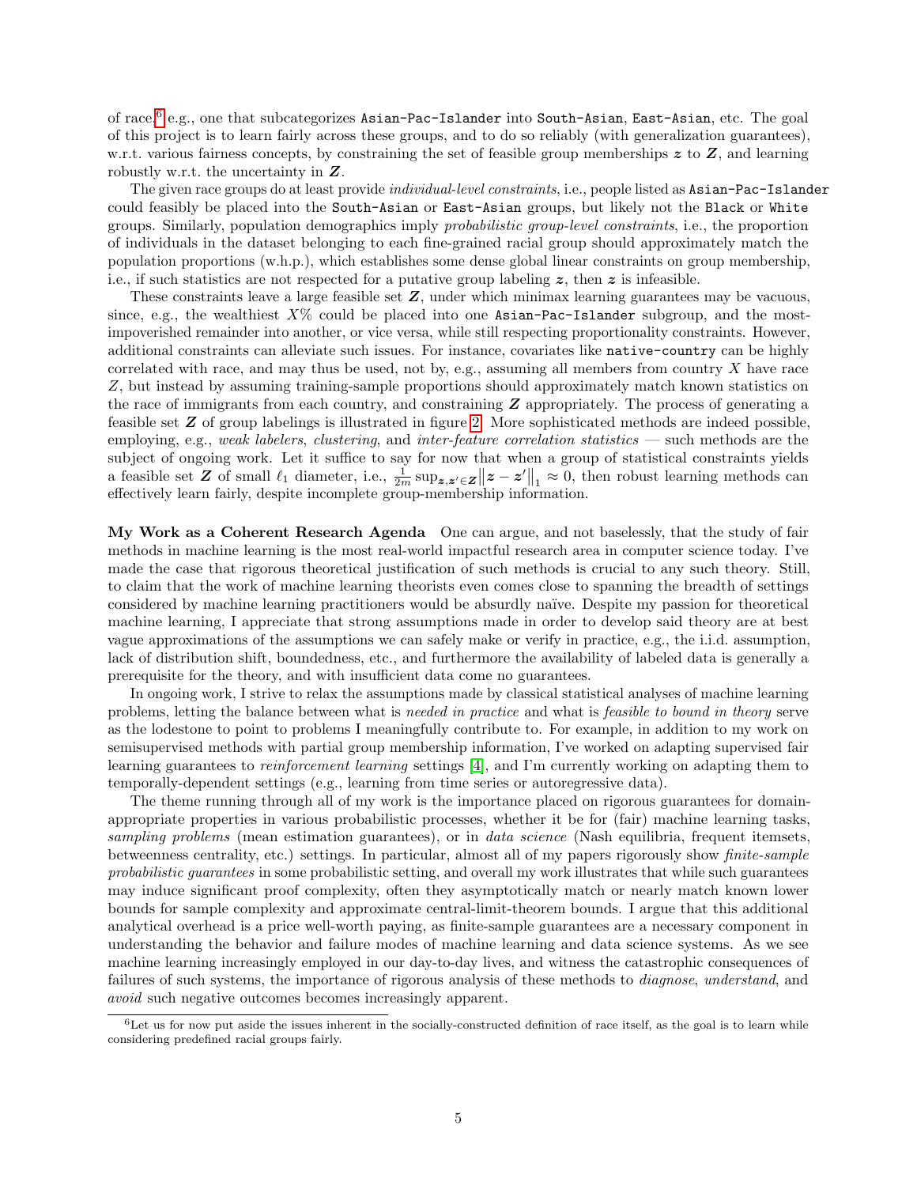of race,[6] e.g., one that subcategorizes `Asian-Pac-Islander` into `South-Asian`, `East-Asian`, etc. The goal of this project is to learn fairly across these groups, and to do so reliably (with generalization guarantees), w.r.t. various fairness concepts, by constraining the set of feasible group memberships $\boldsymbol{z}$ to $\boldsymbol{Z}$, and learning robustly w.r.t. the uncertainty in $\boldsymbol{Z}$.

The given race groups do at least provide *individual-level constraints*, i.e., people listed as `Asian-Pac-Islander` could feasibly be placed into the `South-Asian` or `East-Asian` groups, but likely not the `Black` or `White` groups. Similarly, population demographics imply *probabilistic group-level constraints*, i.e., the proportion of individuals in the dataset belonging to each fine-grained racial group should approximately match the population proportions (w.h.p.), which establishes some dense global linear constraints on group membership, i.e., if such statistics are not respected for a putative group labeling $\boldsymbol{z}$, then $\boldsymbol{z}$ is infeasible.

These constraints leave a large feasible set $\boldsymbol{Z}$, under which minimax learning guarantees may be vacuous, since, e.g., the wealthiest $X\%$ could be placed into one `Asian-Pac-Islander` subgroup, and the most-impoverished remainder into another, or vice versa, while still respecting proportionality constraints. However, additional constraints can alleviate such issues. For instance, covariates like `native-country` can be highly correlated with race, and may thus be used, not by, e.g., assuming all members from country $X$ have race $Z$, but instead by assuming training-sample proportions should approximately match known statistics on the race of immigrants from each country, and constraining $\boldsymbol{Z}$ appropriately. The process of generating a feasible set $\boldsymbol{Z}$ of group labelings is illustrated in figure 2. More sophisticated methods are indeed possible, employing, e.g., *weak labelers*, *clustering*, and *inter-feature correlation statistics* — such methods are the subject of ongoing work. Let it suffice to say for now that when a group of statistical constraints yields a feasible set $\boldsymbol{Z}$ of small $\ell_1$ diameter, i.e., $\frac{1}{2m}\sup_{\boldsymbol{z},\boldsymbol{z}' \in \boldsymbol{Z}} \|\boldsymbol{z} - \boldsymbol{z}'\|_1 \approx 0$, then robust learning methods can effectively learn fairly, despite incomplete group-membership information.

**My Work as a Coherent Research Agenda** One can argue, and not baselessly, that the study of fair methods in machine learning is the most real-world impactful research area in computer science today. I've made the case that rigorous theoretical justification of such methods is crucial to any such theory. Still, to claim that the work of machine learning theorists even comes close to spanning the breadth of settings considered by machine learning practitioners would be absurdly naïve. Despite my passion for theoretical machine learning, I appreciate that strong assumptions made in order to develop said theory are at best vague approximations of the assumptions we can safely make or verify in practice, e.g., the i.i.d. assumption, lack of distribution shift, boundedness, etc., and furthermore the availability of labeled data is generally a prerequisite for the theory, and with insufficient data come no guarantees.

In ongoing work, I strive to relax the assumptions made by classical statistical analyses of machine learning problems, letting the balance between what is *needed in practice* and what is *feasible to bound in theory* serve as the lodestone to point to problems I meaningfully contribute to. For example, in addition to my work on semisupervised methods with partial group membership information, I've worked on adapting supervised fair learning guarantees to *reinforcement learning* settings [4], and I'm currently working on adapting them to temporally-dependent settings (e.g., learning from time series or autoregressive data).

The theme running through all of my work is the importance placed on rigorous guarantees for domain-appropriate properties in various probabilistic processes, whether it be for (fair) machine learning tasks, *sampling problems* (mean estimation guarantees), or in *data science* (Nash equilibria, frequent itemsets, betweenness centrality, etc.) settings. In particular, almost all of my papers rigorously show *finite-sample probabilistic guarantees* in some probabilistic setting, and overall my work illustrates that while such guarantees may induce significant proof complexity, often they asymptotically match or nearly match known lower bounds for sample complexity and approximate central-limit-theorem bounds. I argue that this additional analytical overhead is a price well-worth paying, as finite-sample guarantees are a necessary component in understanding the behavior and failure modes of machine learning and data science systems. As we see machine learning increasingly employed in our day-to-day lives, and witness the catastrophic consequences of failures of such systems, the importance of rigorous analysis of these methods to *diagnose*, *understand*, and *avoid* such negative outcomes becomes increasingly apparent.

[6] Let us for now put aside the issues inherent in the socially-constructed definition of race itself, as the goal is to learn while considering predefined racial groups fairly.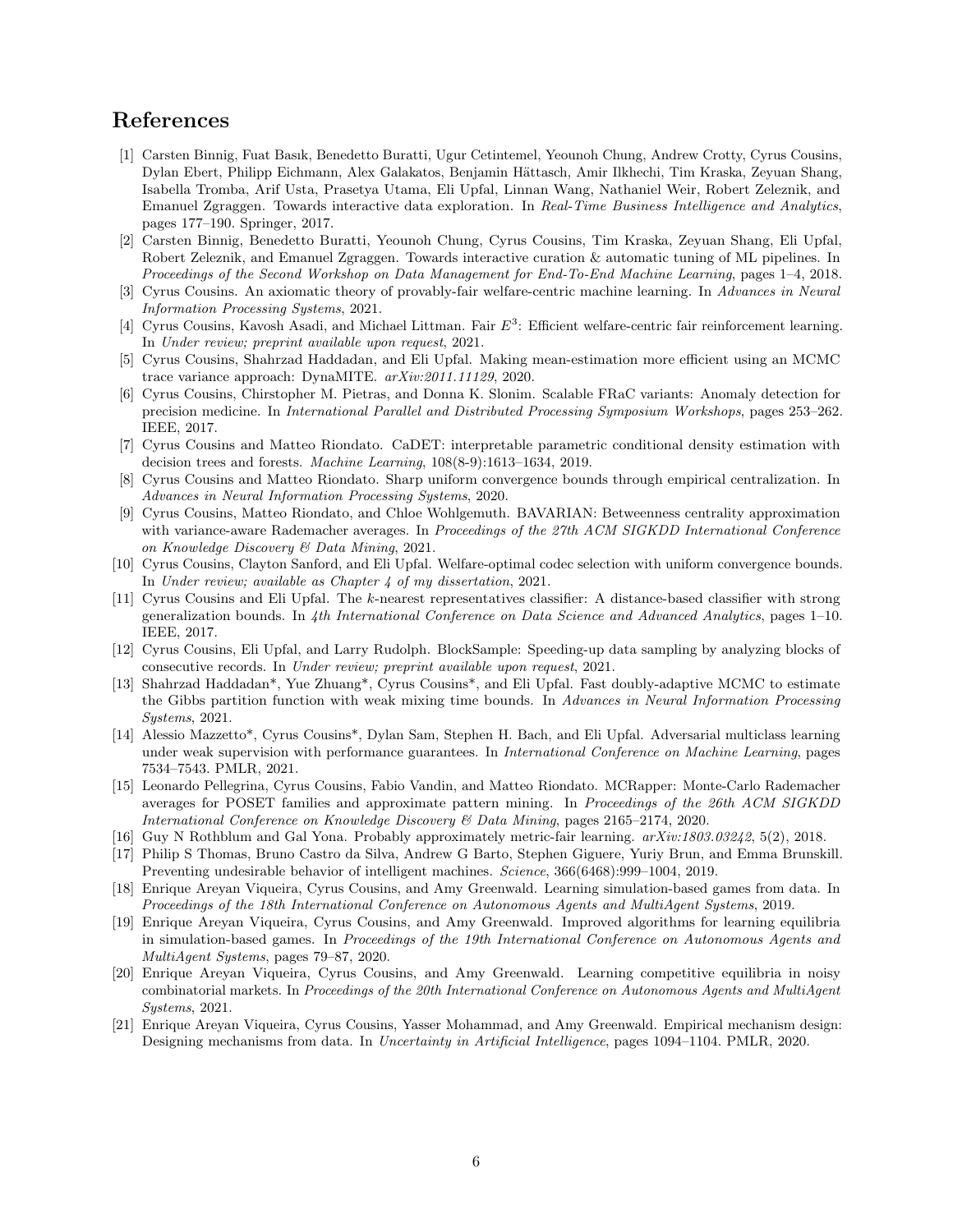# References

[1] Carsten Binnig, Fuat Basık, Benedetto Buratti, Ugur Cetintemel, Yeounoh Chung, Andrew Crotty, Cyrus Cousins, Dylan Ebert, Philipp Eichmann, Alex Galakatos, Benjamin Hättasch, Amir Ilkhechi, Tim Kraska, Zeyuan Shang, Isabella Tromba, Arif Usta, Prasetya Utama, Eli Upfal, Linnan Wang, Nathaniel Weir, Robert Zeleznik, and Emanuel Zgraggen. Towards interactive data exploration. In *Real-Time Business Intelligence and Analytics*, pages 177–190. Springer, 2017.

[2] Carsten Binnig, Benedetto Buratti, Yeounoh Chung, Cyrus Cousins, Tim Kraska, Zeyuan Shang, Eli Upfal, Robert Zeleznik, and Emanuel Zgraggen. Towards interactive curation & automatic tuning of ML pipelines. In *Proceedings of the Second Workshop on Data Management for End-To-End Machine Learning*, pages 1–4, 2018.

[3] Cyrus Cousins. An axiomatic theory of provably-fair welfare-centric machine learning. In *Advances in Neural Information Processing Systems*, 2021.

[4] Cyrus Cousins, Kavosh Asadi, and Michael Littman. Fair $E^3$: Efficient welfare-centric fair reinforcement learning. In *Under review; preprint available upon request*, 2021.

[5] Cyrus Cousins, Shahrzad Haddadan, and Eli Upfal. Making mean-estimation more efficient using an MCMC trace variance approach: DynaMITE. *arXiv:2011.11129*, 2020.

[6] Cyrus Cousins, Chirstopher M. Pietras, and Donna K. Slonim. Scalable FRaC variants: Anomaly detection for precision medicine. In *International Parallel and Distributed Processing Symposium Workshops*, pages 253–262. IEEE, 2017.

[7] Cyrus Cousins and Matteo Riondato. CaDET: interpretable parametric conditional density estimation with decision trees and forests. *Machine Learning*, 108(8-9):1613–1634, 2019.

[8] Cyrus Cousins and Matteo Riondato. Sharp uniform convergence bounds through empirical centralization. In *Advances in Neural Information Processing Systems*, 2020.

[9] Cyrus Cousins, Matteo Riondato, and Chloe Wohlgemuth. BAVARIAN: Betweenness centrality approximation with variance-aware Rademacher averages. In *Proceedings of the 27th ACM SIGKDD International Conference on Knowledge Discovery & Data Mining*, 2021.

[10] Cyrus Cousins, Clayton Sanford, and Eli Upfal. Welfare-optimal codec selection with uniform convergence bounds. In *Under review; available as Chapter 4 of my dissertation*, 2021.

[11] Cyrus Cousins and Eli Upfal. The $k$-nearest representatives classifier: A distance-based classifier with strong generalization bounds. In *4th International Conference on Data Science and Advanced Analytics*, pages 1–10. IEEE, 2017.

[12] Cyrus Cousins, Eli Upfal, and Larry Rudolph. BlockSample: Speeding-up data sampling by analyzing blocks of consecutive records. In *Under review; preprint available upon request*, 2021.

[13] Shahrzad Haddadan*, Yue Zhuang*, Cyrus Cousins*, and Eli Upfal. Fast doubly-adaptive MCMC to estimate the Gibbs partition function with weak mixing time bounds. In *Advances in Neural Information Processing Systems*, 2021.

[14] Alessio Mazzetto*, Cyrus Cousins*, Dylan Sam, Stephen H. Bach, and Eli Upfal. Adversarial multiclass learning under weak supervision with performance guarantees. In *International Conference on Machine Learning*, pages 7534–7543. PMLR, 2021.

[15] Leonardo Pellegrina, Cyrus Cousins, Fabio Vandin, and Matteo Riondato. MCRapper: Monte-Carlo Rademacher averages for POSET families and approximate pattern mining. In *Proceedings of the 26th ACM SIGKDD International Conference on Knowledge Discovery & Data Mining*, pages 2165–2174, 2020.

[16] Guy N Rothblum and Gal Yona. Probably approximately metric-fair learning. *arXiv:1803.03242*, 5(2), 2018.

[17] Philip S Thomas, Bruno Castro da Silva, Andrew G Barto, Stephen Giguere, Yuriy Brun, and Emma Brunskill. Preventing undesirable behavior of intelligent machines. *Science*, 366(6468):999–1004, 2019.

[18] Enrique Areyan Viqueira, Cyrus Cousins, and Amy Greenwald. Learning simulation-based games from data. In *Proceedings of the 18th International Conference on Autonomous Agents and MultiAgent Systems*, 2019.

[19] Enrique Areyan Viqueira, Cyrus Cousins, and Amy Greenwald. Improved algorithms for learning equilibria in simulation-based games. In *Proceedings of the 19th International Conference on Autonomous Agents and MultiAgent Systems*, pages 79–87, 2020.

[20] Enrique Areyan Viqueira, Cyrus Cousins, and Amy Greenwald. Learning competitive equilibria in noisy combinatorial markets. In *Proceedings of the 20th International Conference on Autonomous Agents and MultiAgent Systems*, 2021.

[21] Enrique Areyan Viqueira, Cyrus Cousins, Yasser Mohammad, and Amy Greenwald. Empirical mechanism design: Designing mechanisms from data. In *Uncertainty in Artificial Intelligence*, pages 1094–1104. PMLR, 2020.